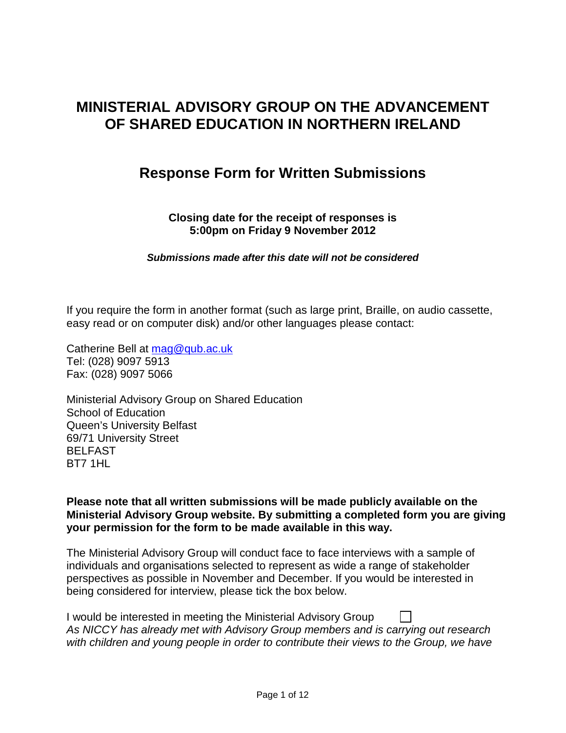# MINISTERIAL ADVISORY GROUP ON THE ADVANCEMENT OF SHARED EDUCATION IN NORTHERN IRELAND

## Response Form for Written Submissions

**Closing date for the receipt of responses is 5:00pm on Friday 9 November 2012**

***Submissions made after this date will not be considered***

If you require the form in another format (such as large print, Braille, on audio cassette, easy read or on computer disk) and/or other languages please contact:

Catherine Bell at mag@qub.ac.uk
Tel: (028) 9097 5913
Fax: (028) 9097 5066

Ministerial Advisory Group on Shared Education
School of Education
Queen's University Belfast
69/71 University Street
BELFAST
BT7 1HL

**Please note that all written submissions will be made publicly available on the Ministerial Advisory Group website. By submitting a completed form you are giving your permission for the form to be made available in this way.**

The Ministerial Advisory Group will conduct face to face interviews with a sample of individuals and organisations selected to represent as wide a range of stakeholder perspectives as possible in November and December. If you would be interested in being considered for interview, please tick the box below.

I would be interested in meeting the Ministerial Advisory Group ☐

*As NICCY has already met with Advisory Group members and is carrying out research with children and young people in order to contribute their views to the Group, we have*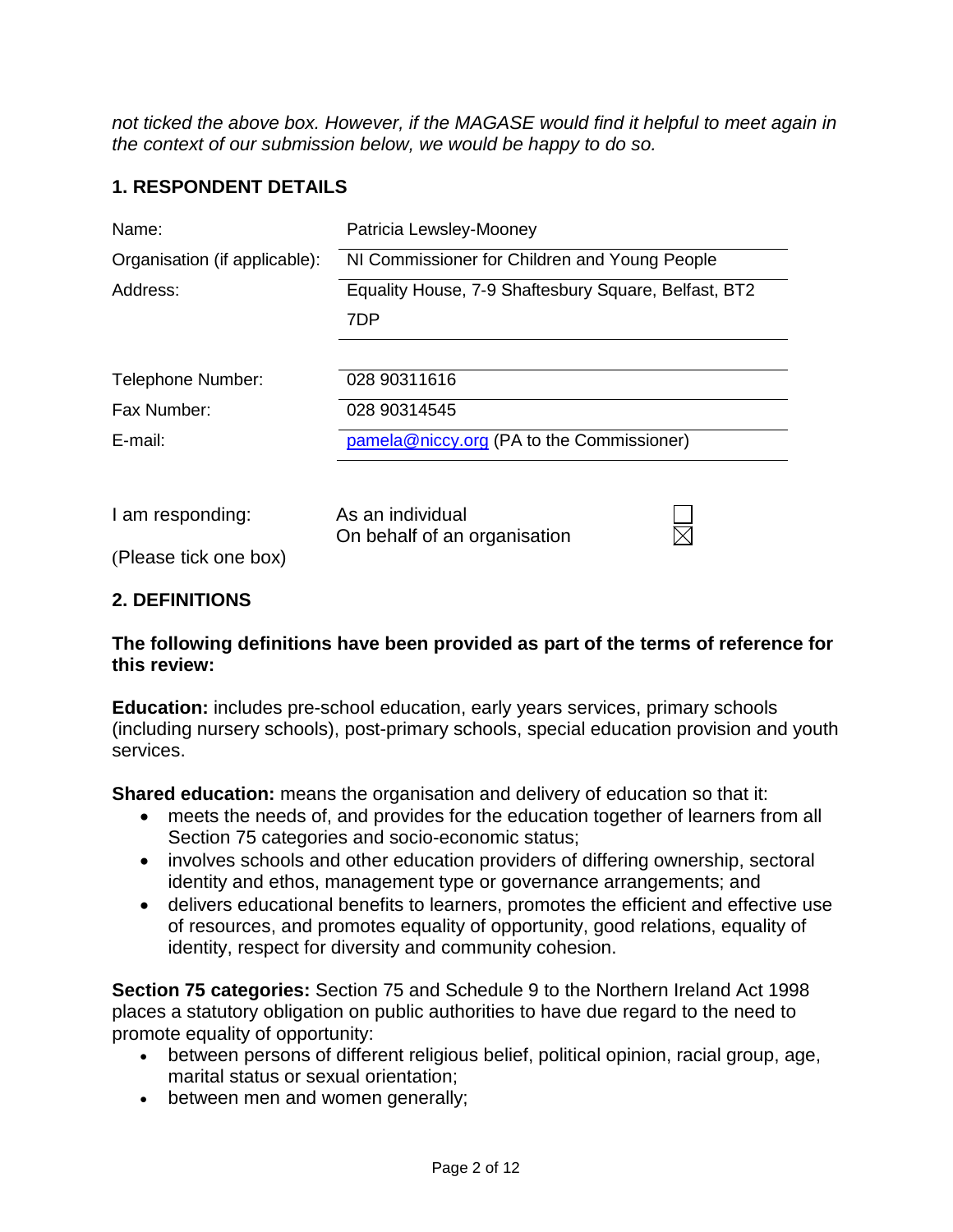*not ticked the above box. However, if the MAGASE would find it helpful to meet again in the context of our submission below, we would be happy to do so.*

## 1. RESPONDENT DETAILS

| | |
|---|---|
| Name: | Patricia Lewsley-Mooney |
| Organisation (if applicable): | NI Commissioner for Children and Young People |
| Address: | Equality House, 7-9 Shaftesbury Square, Belfast, BT2 7DP |
| Telephone Number: | 028 90311616 |
| Fax Number: | 028 90314545 |
| E-mail: | pamela@niccy.org (PA to the Commissioner) |

I am responding: (Please tick one box)

- ☐ As an individual
- ☒ On behalf of an organisation

## 2. DEFINITIONS

**The following definitions have been provided as part of the terms of reference for this review:**

**Education:** includes pre-school education, early years services, primary schools (including nursery schools), post-primary schools, special education provision and youth services.

**Shared education:** means the organisation and delivery of education so that it:

- meets the needs of, and provides for the education together of learners from all Section 75 categories and socio-economic status;
- involves schools and other education providers of differing ownership, sectoral identity and ethos, management type or governance arrangements; and
- delivers educational benefits to learners, promotes the efficient and effective use of resources, and promotes equality of opportunity, good relations, equality of identity, respect for diversity and community cohesion.

**Section 75 categories:** Section 75 and Schedule 9 to the Northern Ireland Act 1998 places a statutory obligation on public authorities to have due regard to the need to promote equality of opportunity:

- between persons of different religious belief, political opinion, racial group, age, marital status or sexual orientation;
- between men and women generally;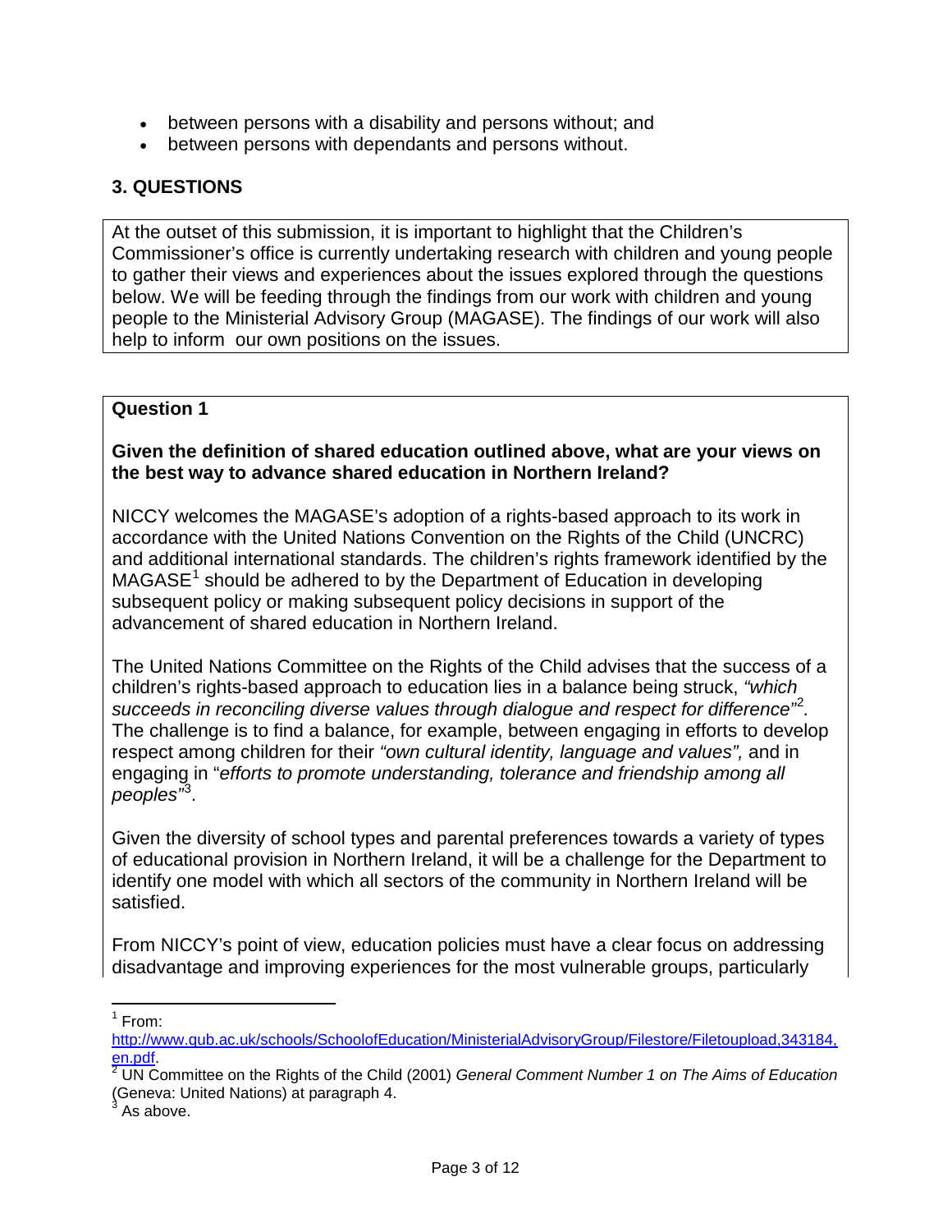- between persons with a disability and persons without; and
- between persons with dependants and persons without.

## 3. QUESTIONS

At the outset of this submission, it is important to highlight that the Children's Commissioner's office is currently undertaking research with children and young people to gather their views and experiences about the issues explored through the questions below. We will be feeding through the findings from our work with children and young people to the Ministerial Advisory Group (MAGASE). The findings of our work will also help to inform our own positions on the issues.

### Question 1

**Given the definition of shared education outlined above, what are your views on the best way to advance shared education in Northern Ireland?**

NICCY welcomes the MAGASE's adoption of a rights-based approach to its work in accordance with the United Nations Convention on the Rights of the Child (UNCRC) and additional international standards. The children's rights framework identified by the MAGASE[1] should be adhered to by the Department of Education in developing subsequent policy or making subsequent policy decisions in support of the advancement of shared education in Northern Ireland.

The United Nations Committee on the Rights of the Child advises that the success of a children's rights-based approach to education lies in a balance being struck, *"which succeeds in reconciling diverse values through dialogue and respect for difference"*[2]. The challenge is to find a balance, for example, between engaging in efforts to develop respect among children for their *"own cultural identity, language and values",* and in engaging in "*efforts to promote understanding, tolerance and friendship among all peoples"*[3].

Given the diversity of school types and parental preferences towards a variety of types of educational provision in Northern Ireland, it will be a challenge for the Department to identify one model with which all sectors of the community in Northern Ireland will be satisfied.

From NICCY's point of view, education policies must have a clear focus on addressing disadvantage and improving experiences for the most vulnerable groups, particularly

---

[1] From: http://www.qub.ac.uk/schools/SchoolofEducation/MinisterialAdvisoryGroup/Filestore/Filetoupload,343184,en.pdf.

[2] UN Committee on the Rights of the Child (2001) *General Comment Number 1 on The Aims of Education* (Geneva: United Nations) at paragraph 4.

[3] As above.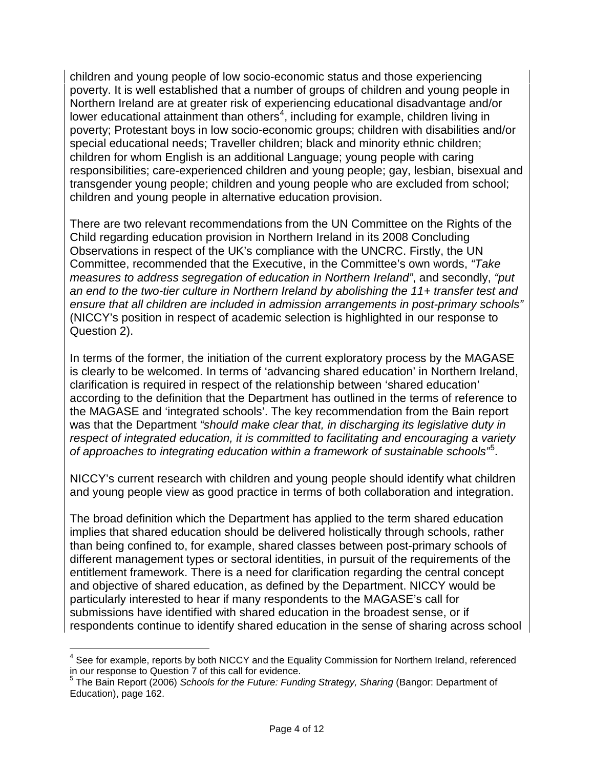children and young people of low socio-economic status and those experiencing poverty. It is well established that a number of groups of children and young people in Northern Ireland are at greater risk of experiencing educational disadvantage and/or lower educational attainment than others[4], including for example, children living in poverty; Protestant boys in low socio-economic groups; children with disabilities and/or special educational needs; Traveller children; black and minority ethnic children; children for whom English is an additional Language; young people with caring responsibilities; care-experienced children and young people; gay, lesbian, bisexual and transgender young people; children and young people who are excluded from school; children and young people in alternative education provision.

There are two relevant recommendations from the UN Committee on the Rights of the Child regarding education provision in Northern Ireland in its 2008 Concluding Observations in respect of the UK's compliance with the UNCRC. Firstly, the UN Committee, recommended that the Executive, in the Committee's own words, *"Take measures to address segregation of education in Northern Ireland"*, and secondly, *"put an end to the two-tier culture in Northern Ireland by abolishing the 11+ transfer test and ensure that all children are included in admission arrangements in post-primary schools"* (NICCY's position in respect of academic selection is highlighted in our response to Question 2).

In terms of the former, the initiation of the current exploratory process by the MAGASE is clearly to be welcomed. In terms of 'advancing shared education' in Northern Ireland, clarification is required in respect of the relationship between 'shared education' according to the definition that the Department has outlined in the terms of reference to the MAGASE and 'integrated schools'. The key recommendation from the Bain report was that the Department *"should make clear that, in discharging its legislative duty in respect of integrated education, it is committed to facilitating and encouraging a variety of approaches to integrating education within a framework of sustainable schools"*[5].

NICCY's current research with children and young people should identify what children and young people view as good practice in terms of both collaboration and integration.

The broad definition which the Department has applied to the term shared education implies that shared education should be delivered holistically through schools, rather than being confined to, for example, shared classes between post-primary schools of different management types or sectoral identities, in pursuit of the requirements of the entitlement framework. There is a need for clarification regarding the central concept and objective of shared education, as defined by the Department. NICCY would be particularly interested to hear if many respondents to the MAGASE's call for submissions have identified with shared education in the broadest sense, or if respondents continue to identify shared education in the sense of sharing across school

---

[4] See for example, reports by both NICCY and the Equality Commission for Northern Ireland, referenced in our response to Question 7 of this call for evidence.

[5] The Bain Report (2006) *Schools for the Future: Funding Strategy, Sharing* (Bangor: Department of Education), page 162.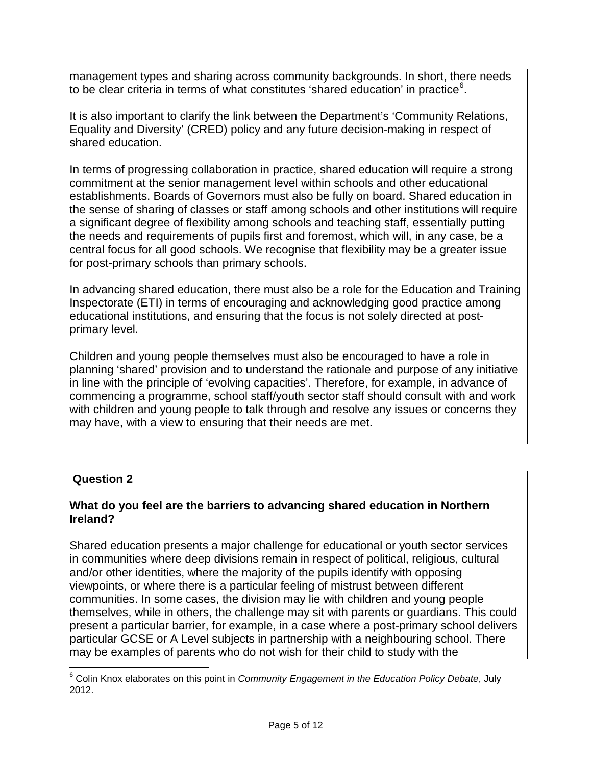management types and sharing across community backgrounds. In short, there needs to be clear criteria in terms of what constitutes 'shared education' in practice[6].

It is also important to clarify the link between the Department's 'Community Relations, Equality and Diversity' (CRED) policy and any future decision-making in respect of shared education.

In terms of progressing collaboration in practice, shared education will require a strong commitment at the senior management level within schools and other educational establishments. Boards of Governors must also be fully on board. Shared education in the sense of sharing of classes or staff among schools and other institutions will require a significant degree of flexibility among schools and teaching staff, essentially putting the needs and requirements of pupils first and foremost, which will, in any case, be a central focus for all good schools. We recognise that flexibility may be a greater issue for post-primary schools than primary schools.

In advancing shared education, there must also be a role for the Education and Training Inspectorate (ETI) in terms of encouraging and acknowledging good practice among educational institutions, and ensuring that the focus is not solely directed at post-primary level.

Children and young people themselves must also be encouraged to have a role in planning 'shared' provision and to understand the rationale and purpose of any initiative in line with the principle of 'evolving capacities'. Therefore, for example, in advance of commencing a programme, school staff/youth sector staff should consult with and work with children and young people to talk through and resolve any issues or concerns they may have, with a view to ensuring that their needs are met.

**Question 2**

**What do you feel are the barriers to advancing shared education in Northern Ireland?**

Shared education presents a major challenge for educational or youth sector services in communities where deep divisions remain in respect of political, religious, cultural and/or other identities, where the majority of the pupils identify with opposing viewpoints, or where there is a particular feeling of mistrust between different communities. In some cases, the division may lie with children and young people themselves, while in others, the challenge may sit with parents or guardians. This could present a particular barrier, for example, in a case where a post-primary school delivers particular GCSE or A Level subjects in partnership with a neighbouring school. There may be examples of parents who do not wish for their child to study with the

[6] Colin Knox elaborates on this point in *Community Engagement in the Education Policy Debate*, July 2012.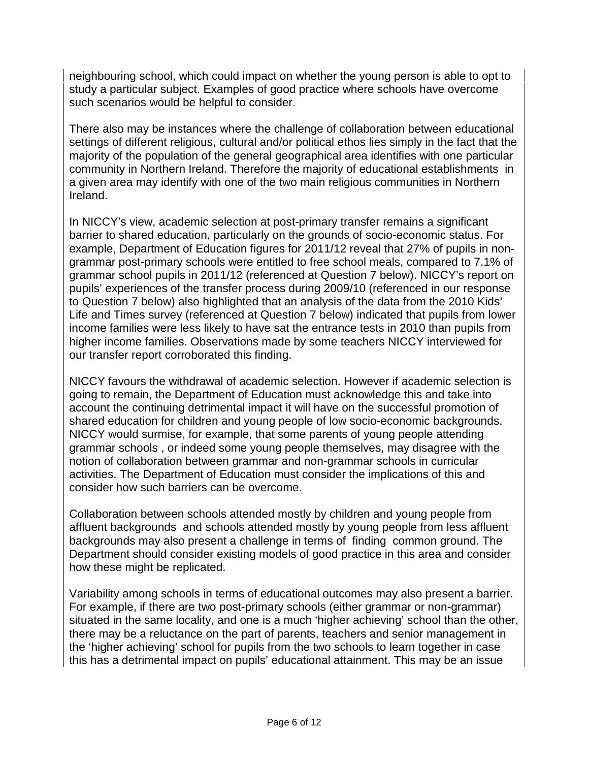neighbouring school, which could impact on whether the young person is able to opt to study a particular subject. Examples of good practice where schools have overcome such scenarios would be helpful to consider.

There also may be instances where the challenge of collaboration between educational settings of different religious, cultural and/or political ethos lies simply in the fact that the majority of the population of the general geographical area identifies with one particular community in Northern Ireland. Therefore the majority of educational establishments in a given area may identify with one of the two main religious communities in Northern Ireland.

In NICCY's view, academic selection at post-primary transfer remains a significant barrier to shared education, particularly on the grounds of socio-economic status. For example, Department of Education figures for 2011/12 reveal that 27% of pupils in non-grammar post-primary schools were entitled to free school meals, compared to 7.1% of grammar school pupils in 2011/12 (referenced at Question 7 below). NICCY's report on pupils' experiences of the transfer process during 2009/10 (referenced in our response to Question 7 below) also highlighted that an analysis of the data from the 2010 Kids' Life and Times survey (referenced at Question 7 below) indicated that pupils from lower income families were less likely to have sat the entrance tests in 2010 than pupils from higher income families. Observations made by some teachers NICCY interviewed for our transfer report corroborated this finding.

NICCY favours the withdrawal of academic selection. However if academic selection is going to remain, the Department of Education must acknowledge this and take into account the continuing detrimental impact it will have on the successful promotion of shared education for children and young people of low socio-economic backgrounds. NICCY would surmise, for example, that some parents of young people attending grammar schools , or indeed some young people themselves, may disagree with the notion of collaboration between grammar and non-grammar schools in curricular activities. The Department of Education must consider the implications of this and consider how such barriers can be overcome.

Collaboration between schools attended mostly by children and young people from affluent backgrounds and schools attended mostly by young people from less affluent backgrounds may also present a challenge in terms of finding common ground. The Department should consider existing models of good practice in this area and consider how these might be replicated.

Variability among schools in terms of educational outcomes may also present a barrier. For example, if there are two post-primary schools (either grammar or non-grammar) situated in the same locality, and one is a much 'higher achieving' school than the other, there may be a reluctance on the part of parents, teachers and senior management in the 'higher achieving' school for pupils from the two schools to learn together in case this has a detrimental impact on pupils' educational attainment. This may be an issue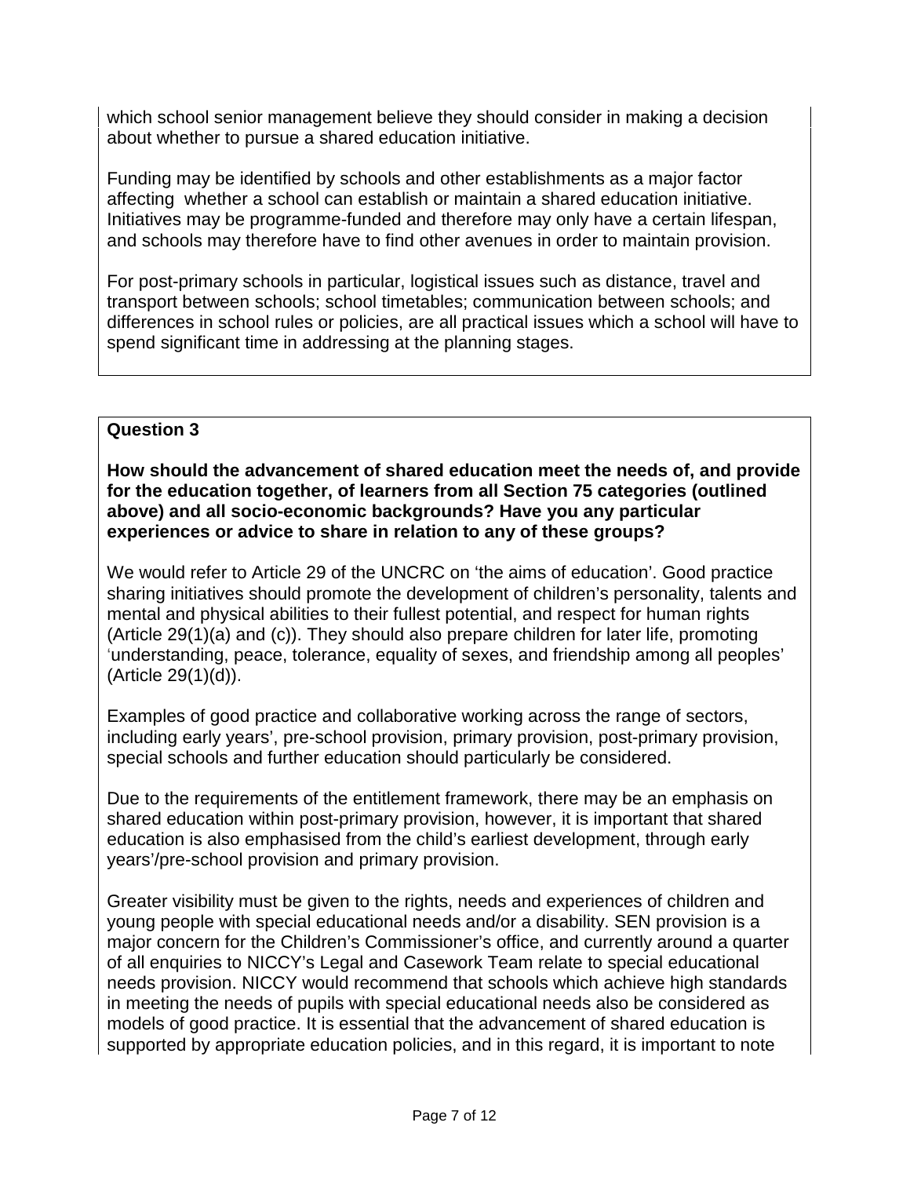which school senior management believe they should consider in making a decision about whether to pursue a shared education initiative.

Funding may be identified by schools and other establishments as a major factor affecting whether a school can establish or maintain a shared education initiative. Initiatives may be programme-funded and therefore may only have a certain lifespan, and schools may therefore have to find other avenues in order to maintain provision.

For post-primary schools in particular, logistical issues such as distance, travel and transport between schools; school timetables; communication between schools; and differences in school rules or policies, are all practical issues which a school will have to spend significant time in addressing at the planning stages.

**Question 3**

**How should the advancement of shared education meet the needs of, and provide for the education together, of learners from all Section 75 categories (outlined above) and all socio-economic backgrounds? Have you any particular experiences or advice to share in relation to any of these groups?**

We would refer to Article 29 of the UNCRC on 'the aims of education'. Good practice sharing initiatives should promote the development of children's personality, talents and mental and physical abilities to their fullest potential, and respect for human rights (Article 29(1)(a) and (c)). They should also prepare children for later life, promoting 'understanding, peace, tolerance, equality of sexes, and friendship among all peoples' (Article 29(1)(d)).

Examples of good practice and collaborative working across the range of sectors, including early years', pre-school provision, primary provision, post-primary provision, special schools and further education should particularly be considered.

Due to the requirements of the entitlement framework, there may be an emphasis on shared education within post-primary provision, however, it is important that shared education is also emphasised from the child's earliest development, through early years'/pre-school provision and primary provision.

Greater visibility must be given to the rights, needs and experiences of children and young people with special educational needs and/or a disability. SEN provision is a major concern for the Children's Commissioner's office, and currently around a quarter of all enquiries to NICCY's Legal and Casework Team relate to special educational needs provision. NICCY would recommend that schools which achieve high standards in meeting the needs of pupils with special educational needs also be considered as models of good practice. It is essential that the advancement of shared education is supported by appropriate education policies, and in this regard, it is important to note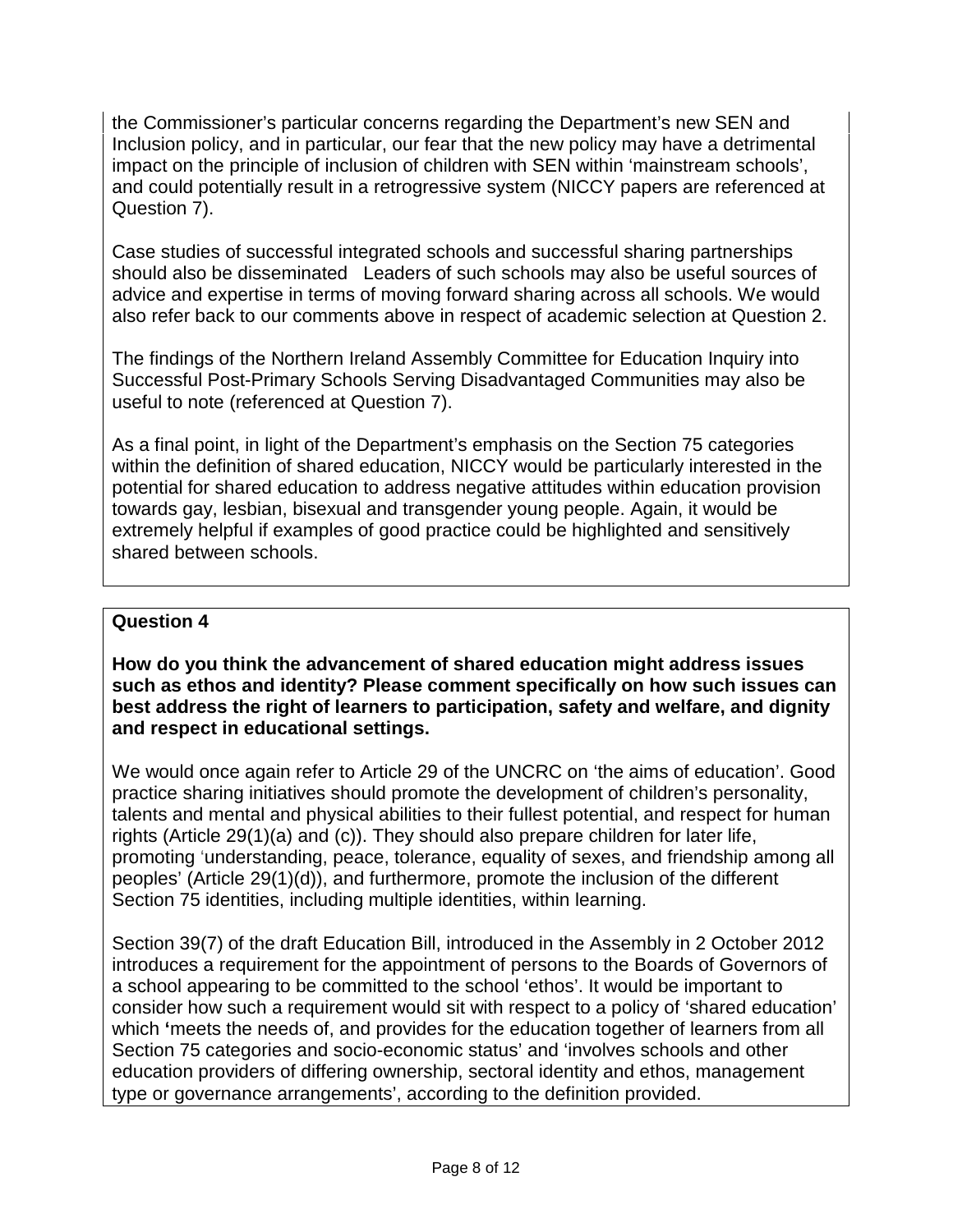the Commissioner's particular concerns regarding the Department's new SEN and Inclusion policy, and in particular, our fear that the new policy may have a detrimental impact on the principle of inclusion of children with SEN within 'mainstream schools', and could potentially result in a retrogressive system (NICCY papers are referenced at Question 7).

Case studies of successful integrated schools and successful sharing partnerships should also be disseminated   Leaders of such schools may also be useful sources of advice and expertise in terms of moving forward sharing across all schools. We would also refer back to our comments above in respect of academic selection at Question 2.

The findings of the Northern Ireland Assembly Committee for Education Inquiry into Successful Post-Primary Schools Serving Disadvantaged Communities may also be useful to note (referenced at Question 7).

As a final point, in light of the Department's emphasis on the Section 75 categories within the definition of shared education, NICCY would be particularly interested in the potential for shared education to address negative attitudes within education provision towards gay, lesbian, bisexual and transgender young people. Again, it would be extremely helpful if examples of good practice could be highlighted and sensitively shared between schools.

**Question 4**

**How do you think the advancement of shared education might address issues such as ethos and identity? Please comment specifically on how such issues can best address the right of learners to participation, safety and welfare, and dignity and respect in educational settings.**

We would once again refer to Article 29 of the UNCRC on 'the aims of education'. Good practice sharing initiatives should promote the development of children's personality, talents and mental and physical abilities to their fullest potential, and respect for human rights (Article 29(1)(a) and (c)). They should also prepare children for later life, promoting 'understanding, peace, tolerance, equality of sexes, and friendship among all peoples' (Article 29(1)(d)), and furthermore, promote the inclusion of the different Section 75 identities, including multiple identities, within learning.

Section 39(7) of the draft Education Bill, introduced in the Assembly in 2 October 2012 introduces a requirement for the appointment of persons to the Boards of Governors of a school appearing to be committed to the school 'ethos'. It would be important to consider how such a requirement would sit with respect to a policy of 'shared education' which **'**meets the needs of, and provides for the education together of learners from all Section 75 categories and socio-economic status' and 'involves schools and other education providers of differing ownership, sectoral identity and ethos, management type or governance arrangements', according to the definition provided.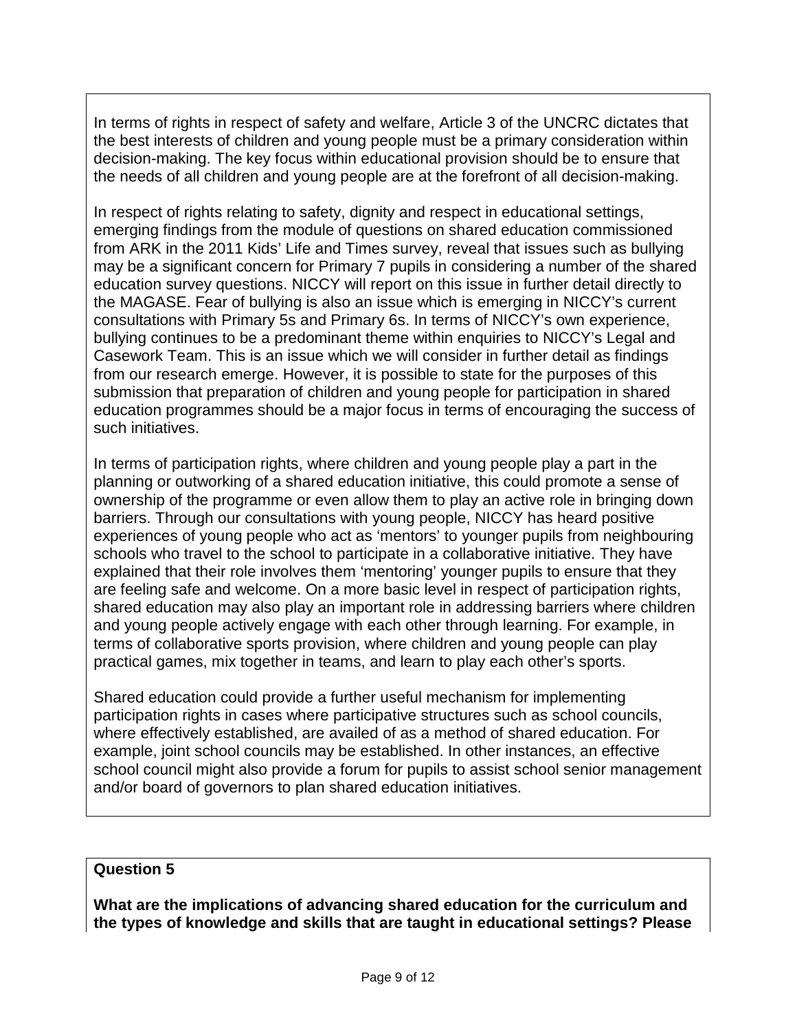In terms of rights in respect of safety and welfare, Article 3 of the UNCRC dictates that the best interests of children and young people must be a primary consideration within decision-making. The key focus within educational provision should be to ensure that the needs of all children and young people are at the forefront of all decision-making.

In respect of rights relating to safety, dignity and respect in educational settings, emerging findings from the module of questions on shared education commissioned from ARK in the 2011 Kids' Life and Times survey, reveal that issues such as bullying may be a significant concern for Primary 7 pupils in considering a number of the shared education survey questions. NICCY will report on this issue in further detail directly to the MAGASE. Fear of bullying is also an issue which is emerging in NICCY's current consultations with Primary 5s and Primary 6s. In terms of NICCY's own experience, bullying continues to be a predominant theme within enquiries to NICCY's Legal and Casework Team. This is an issue which we will consider in further detail as findings from our research emerge. However, it is possible to state for the purposes of this submission that preparation of children and young people for participation in shared education programmes should be a major focus in terms of encouraging the success of such initiatives.

In terms of participation rights, where children and young people play a part in the planning or outworking of a shared education initiative, this could promote a sense of ownership of the programme or even allow them to play an active role in bringing down barriers. Through our consultations with young people, NICCY has heard positive experiences of young people who act as 'mentors' to younger pupils from neighbouring schools who travel to the school to participate in a collaborative initiative. They have explained that their role involves them 'mentoring' younger pupils to ensure that they are feeling safe and welcome. On a more basic level in respect of participation rights, shared education may also play an important role in addressing barriers where children and young people actively engage with each other through learning. For example, in terms of collaborative sports provision, where children and young people can play practical games, mix together in teams, and learn to play each other's sports.

Shared education could provide a further useful mechanism for implementing participation rights in cases where participative structures such as school councils, where effectively established, are availed of as a method of shared education. For example, joint school councils may be established. In other instances, an effective school council might also provide a forum for pupils to assist school senior management and/or board of governors to plan shared education initiatives.

**Question 5**

**What are the implications of advancing shared education for the curriculum and the types of knowledge and skills that are taught in educational settings? Please**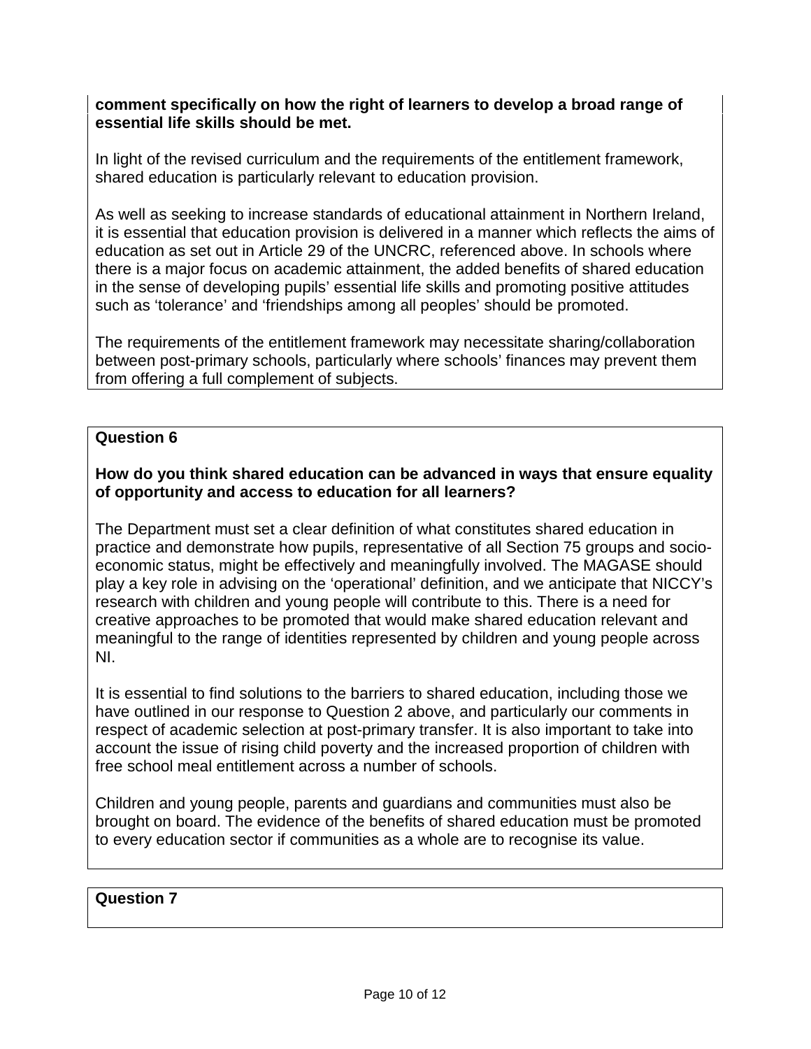**comment specifically on how the right of learners to develop a broad range of essential life skills should be met.**

In light of the revised curriculum and the requirements of the entitlement framework, shared education is particularly relevant to education provision.

As well as seeking to increase standards of educational attainment in Northern Ireland, it is essential that education provision is delivered in a manner which reflects the aims of education as set out in Article 29 of the UNCRC, referenced above. In schools where there is a major focus on academic attainment, the added benefits of shared education in the sense of developing pupils' essential life skills and promoting positive attitudes such as 'tolerance' and 'friendships among all peoples' should be promoted.

The requirements of the entitlement framework may necessitate sharing/collaboration between post-primary schools, particularly where schools' finances may prevent them from offering a full complement of subjects.

**Question 6**

**How do you think shared education can be advanced in ways that ensure equality of opportunity and access to education for all learners?**

The Department must set a clear definition of what constitutes shared education in practice and demonstrate how pupils, representative of all Section 75 groups and socio-economic status, might be effectively and meaningfully involved. The MAGASE should play a key role in advising on the 'operational' definition, and we anticipate that NICCY's research with children and young people will contribute to this. There is a need for creative approaches to be promoted that would make shared education relevant and meaningful to the range of identities represented by children and young people across NI.

It is essential to find solutions to the barriers to shared education, including those we have outlined in our response to Question 2 above, and particularly our comments in respect of academic selection at post-primary transfer. It is also important to take into account the issue of rising child poverty and the increased proportion of children with free school meal entitlement across a number of schools.

Children and young people, parents and guardians and communities must also be brought on board. The evidence of the benefits of shared education must be promoted to every education sector if communities as a whole are to recognise its value.

**Question 7**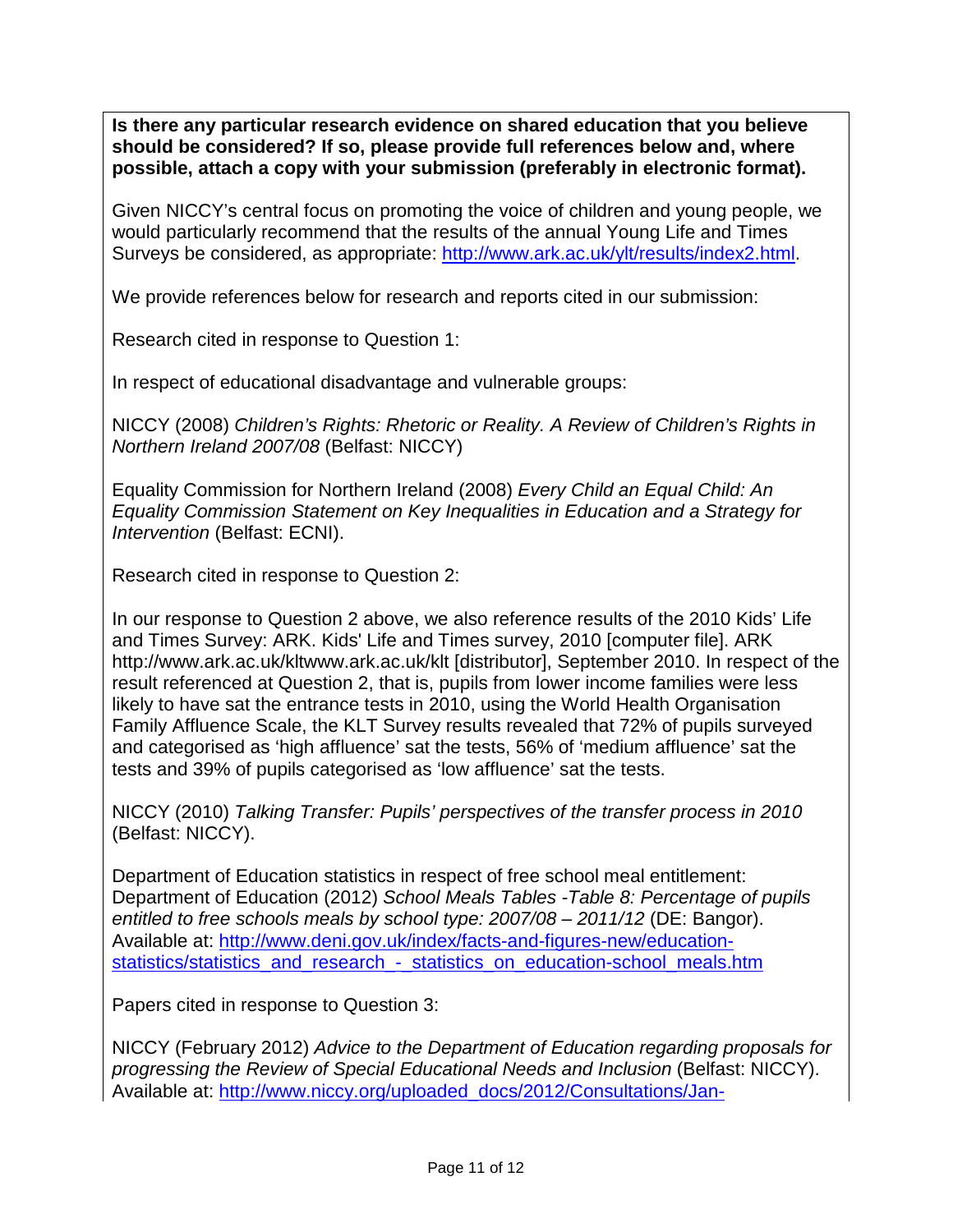**Is there any particular research evidence on shared education that you believe should be considered? If so, please provide full references below and, where possible, attach a copy with your submission (preferably in electronic format).**

Given NICCY's central focus on promoting the voice of children and young people, we would particularly recommend that the results of the annual Young Life and Times Surveys be considered, as appropriate: http://www.ark.ac.uk/ylt/results/index2.html.

We provide references below for research and reports cited in our submission:

Research cited in response to Question 1:

In respect of educational disadvantage and vulnerable groups:

NICCY (2008) *Children's Rights: Rhetoric or Reality. A Review of Children's Rights in Northern Ireland 2007/08* (Belfast: NICCY)

Equality Commission for Northern Ireland (2008) *Every Child an Equal Child: An Equality Commission Statement on Key Inequalities in Education and a Strategy for Intervention* (Belfast: ECNI).

Research cited in response to Question 2:

In our response to Question 2 above, we also reference results of the 2010 Kids' Life and Times Survey: ARK. Kids' Life and Times survey, 2010 [computer file]. ARK http://www.ark.ac.uk/kltwww.ark.ac.uk/klt [distributor], September 2010. In respect of the result referenced at Question 2, that is, pupils from lower income families were less likely to have sat the entrance tests in 2010, using the World Health Organisation Family Affluence Scale, the KLT Survey results revealed that 72% of pupils surveyed and categorised as 'high affluence' sat the tests, 56% of 'medium affluence' sat the tests and 39% of pupils categorised as 'low affluence' sat the tests.

NICCY (2010) *Talking Transfer: Pupils' perspectives of the transfer process in 2010* (Belfast: NICCY).

Department of Education statistics in respect of free school meal entitlement: Department of Education (2012) *School Meals Tables -Table 8: Percentage of pupils entitled to free schools meals by school type: 2007/08 – 2011/12* (DE: Bangor). Available at: http://www.deni.gov.uk/index/facts-and-figures-new/education-statistics/statistics_and_research_-_statistics_on_education-school_meals.htm

Papers cited in response to Question 3:

NICCY (February 2012) *Advice to the Department of Education regarding proposals for progressing the Review of Special Educational Needs and Inclusion* (Belfast: NICCY). Available at: http://www.niccy.org/uploaded_docs/2012/Consultations/Jan-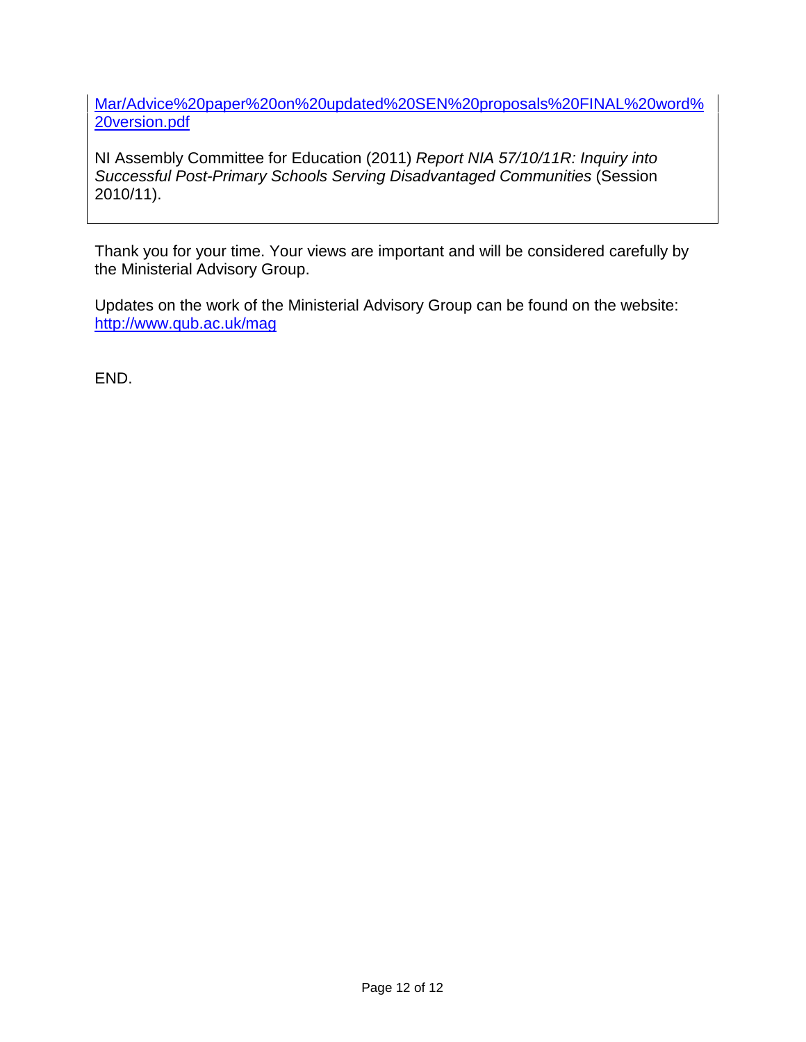Mar/Advice%20paper%20on%20updated%20SEN%20proposals%20FINAL%20word%20version.pdf

NI Assembly Committee for Education (2011) *Report NIA 57/10/11R: Inquiry into Successful Post-Primary Schools Serving Disadvantaged Communities* (Session 2010/11).

Thank you for your time. Your views are important and will be considered carefully by the Ministerial Advisory Group.

Updates on the work of the Ministerial Advisory Group can be found on the website: http://www.qub.ac.uk/mag

END.